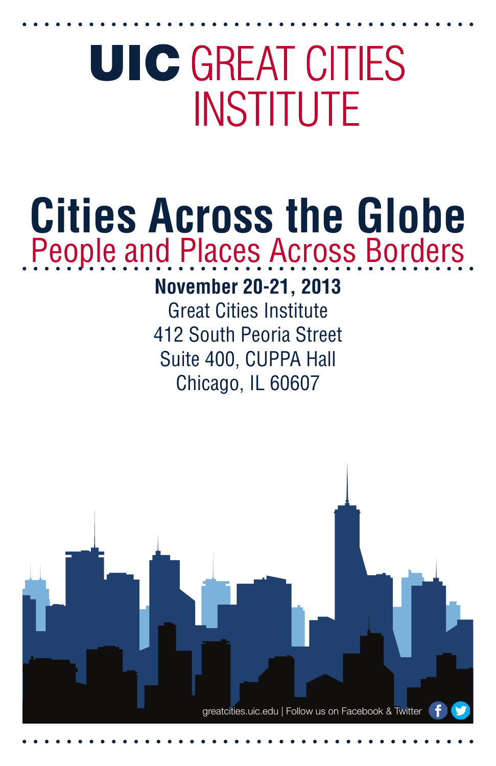# UIC GREAT CITIES INSTITUTE

# Cities Across the Globe

## People and Places Across Borders

**November 20-21, 2013**

Great Cities Institute
412 South Peoria Street
Suite 400, CUPPA Hall
Chicago, IL 60607

greatcities.uic.edu | Follow us on Facebook & Twitter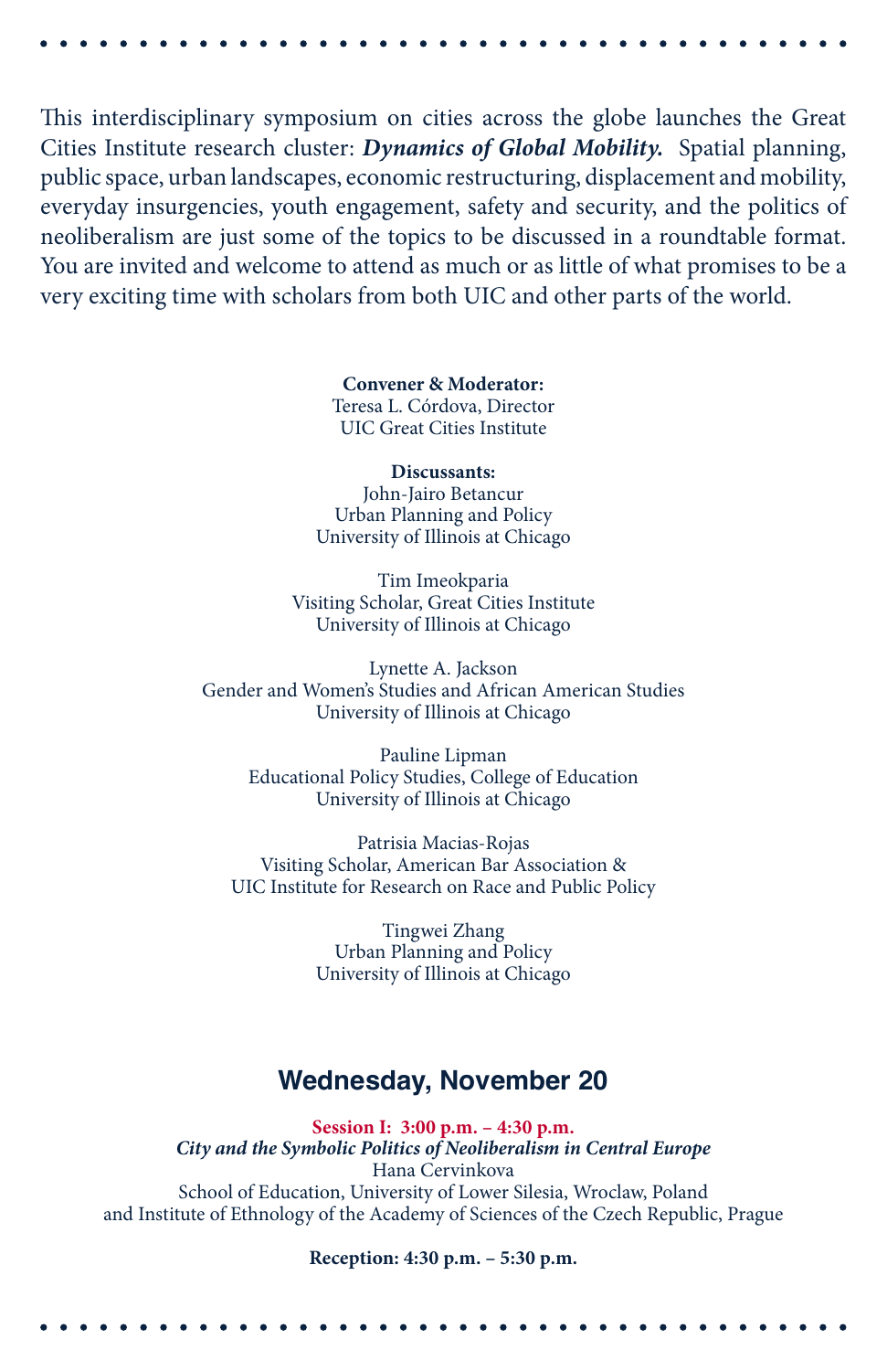This interdisciplinary symposium on cities across the globe launches the Great Cities Institute research cluster: ***Dynamics of Global Mobility.*** Spatial planning, public space, urban landscapes, economic restructuring, displacement and mobility, everyday insurgencies, youth engagement, safety and security, and the politics of neoliberalism are just some of the topics to be discussed in a roundtable format. You are invited and welcome to attend as much or as little of what promises to be a very exciting time with scholars from both UIC and other parts of the world.

**Convener & Moderator:**
Teresa L. Córdova, Director
UIC Great Cities Institute

**Discussants:**
John-Jairo Betancur
Urban Planning and Policy
University of Illinois at Chicago

Tim Imeokparia
Visiting Scholar, Great Cities Institute
University of Illinois at Chicago

Lynette A. Jackson
Gender and Women's Studies and African American Studies
University of Illinois at Chicago

Pauline Lipman
Educational Policy Studies, College of Education
University of Illinois at Chicago

Patrisia Macias-Rojas
Visiting Scholar, American Bar Association &
UIC Institute for Research on Race and Public Policy

Tingwei Zhang
Urban Planning and Policy
University of Illinois at Chicago

## Wednesday, November 20

**Session I: 3:00 p.m. – 4:30 p.m.**
***City and the Symbolic Politics of Neoliberalism in Central Europe***
Hana Cervinkova
School of Education, University of Lower Silesia, Wroclaw, Poland
and Institute of Ethnology of the Academy of Sciences of the Czech Republic, Prague

**Reception: 4:30 p.m. – 5:30 p.m.**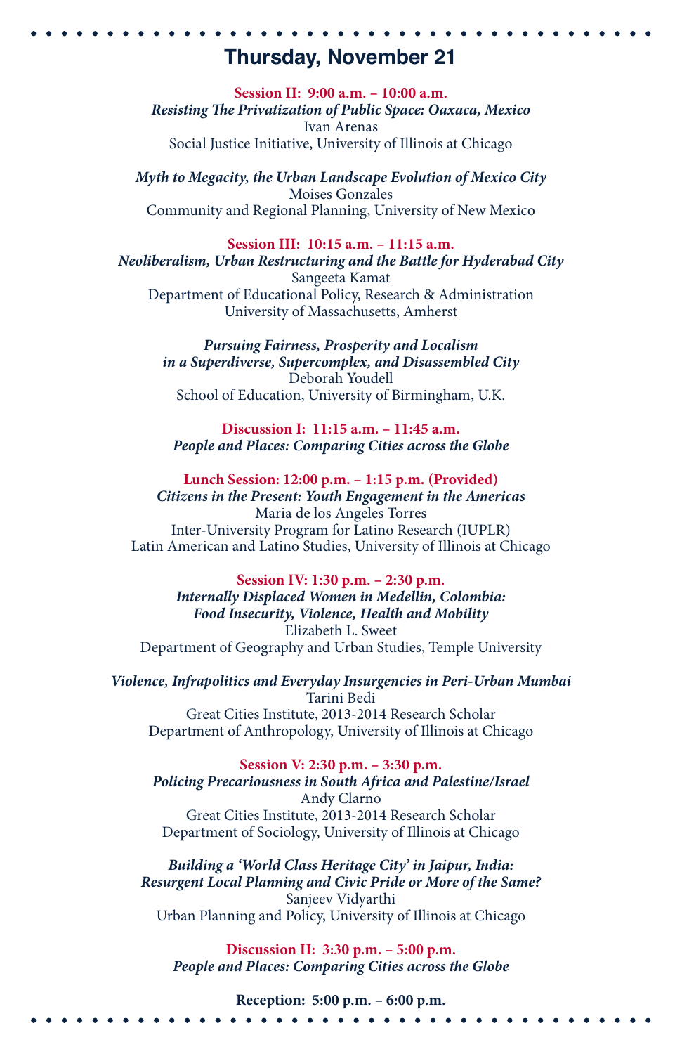## Thursday, November 21

**Session II: 9:00 a.m. – 10:00 a.m.**
***Resisting The Privatization of Public Space: Oaxaca, Mexico***
Ivan Arenas
Social Justice Initiative, University of Illinois at Chicago

***Myth to Megacity, the Urban Landscape Evolution of Mexico City***
Moises Gonzales
Community and Regional Planning, University of New Mexico

**Session III: 10:15 a.m. – 11:15 a.m.**
***Neoliberalism, Urban Restructuring and the Battle for Hyderabad City***
Sangeeta Kamat
Department of Educational Policy, Research & Administration
University of Massachusetts, Amherst

***Pursuing Fairness, Prosperity and Localism in a Superdiverse, Supercomplex, and Disassembled City***
Deborah Youdell
School of Education, University of Birmingham, U.K.

**Discussion I: 11:15 a.m. – 11:45 a.m.**
***People and Places: Comparing Cities across the Globe***

**Lunch Session: 12:00 p.m. – 1:15 p.m. (Provided)**
***Citizens in the Present: Youth Engagement in the Americas***
Maria de los Angeles Torres
Inter-University Program for Latino Research (IUPLR)
Latin American and Latino Studies, University of Illinois at Chicago

**Session IV: 1:30 p.m. – 2:30 p.m.**
***Internally Displaced Women in Medellin, Colombia: Food Insecurity, Violence, Health and Mobility***
Elizabeth L. Sweet
Department of Geography and Urban Studies, Temple University

***Violence, Infrapolitics and Everyday Insurgencies in Peri-Urban Mumbai***
Tarini Bedi
Great Cities Institute, 2013-2014 Research Scholar
Department of Anthropology, University of Illinois at Chicago

**Session V: 2:30 p.m. – 3:30 p.m.**
***Policing Precariousness in South Africa and Palestine/Israel***
Andy Clarno
Great Cities Institute, 2013-2014 Research Scholar
Department of Sociology, University of Illinois at Chicago

***Building a 'World Class Heritage City' in Jaipur, India: Resurgent Local Planning and Civic Pride or More of the Same?***
Sanjeev Vidyarthi
Urban Planning and Policy, University of Illinois at Chicago

**Discussion II: 3:30 p.m. – 5:00 p.m.**
***People and Places: Comparing Cities across the Globe***

**Reception: 5:00 p.m. – 6:00 p.m.**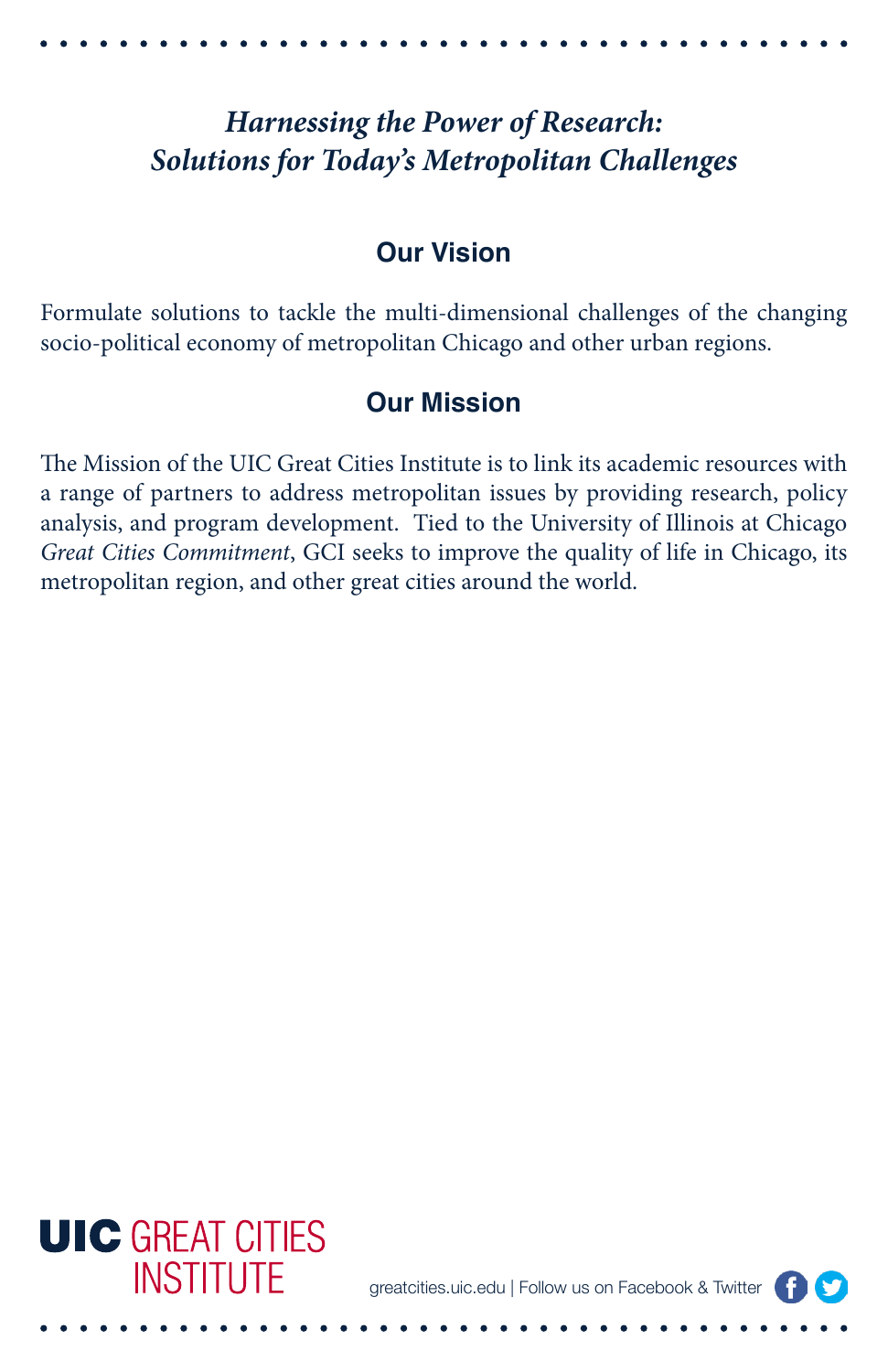# *Harnessing the Power of Research: Solutions for Today's Metropolitan Challenges*

## Our Vision

Formulate solutions to tackle the multi-dimensional challenges of the changing socio-political economy of metropolitan Chicago and other urban regions.

## Our Mission

The Mission of the UIC Great Cities Institute is to link its academic resources with a range of partners to address metropolitan issues by providing research, policy analysis, and program development. Tied to the University of Illinois at Chicago *Great Cities Commitment*, GCI seeks to improve the quality of life in Chicago, its metropolitan region, and other great cities around the world.

**UIC** GREAT CITIES INSTITUTE

greatcities.uic.edu | Follow us on Facebook & Twitter